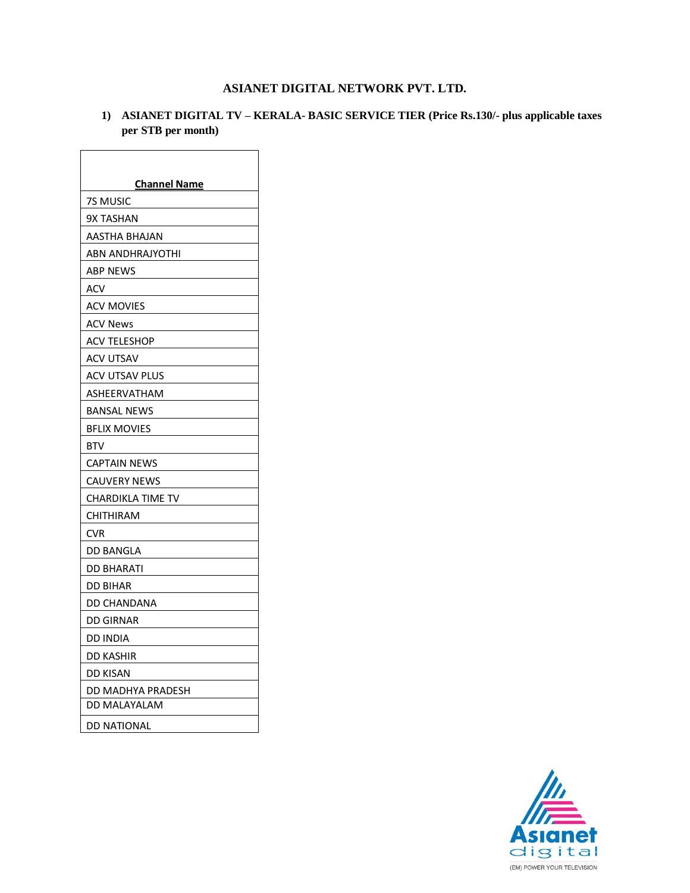# ASIANET DIGITAL NETWORK PVT. LTD.

## 1) ASIANET DIGITAL TV – KERALA- BASIC SERVICE TIER (Price Rs.130/- plus applicable taxes per STB per month)

| Channel Name |
|---|
| 7S MUSIC |
| 9X TASHAN |
| AASTHA BHAJAN |
| ABN ANDHRAJYOTHI |
| ABP NEWS |
| ACV |
| ACV MOVIES |
| ACV News |
| ACV TELESHOP |
| ACV UTSAV |
| ACV UTSAV PLUS |
| ASHEERVATHAM |
| BANSAL NEWS |
| BFLIX MOVIES |
| BTV |
| CAPTAIN NEWS |
| CAUVERY NEWS |
| CHARDIKLA TIME TV |
| CHITHIRAM |
| CVR |
| DD BANGLA |
| DD BHARATI |
| DD BIHAR |
| DD CHANDANA |
| DD GIRNAR |
| DD INDIA |
| DD KASHIR |
| DD KISAN |
| DD MADHYA PRADESH |
| DD MALAYALAM |
| DD NATIONAL |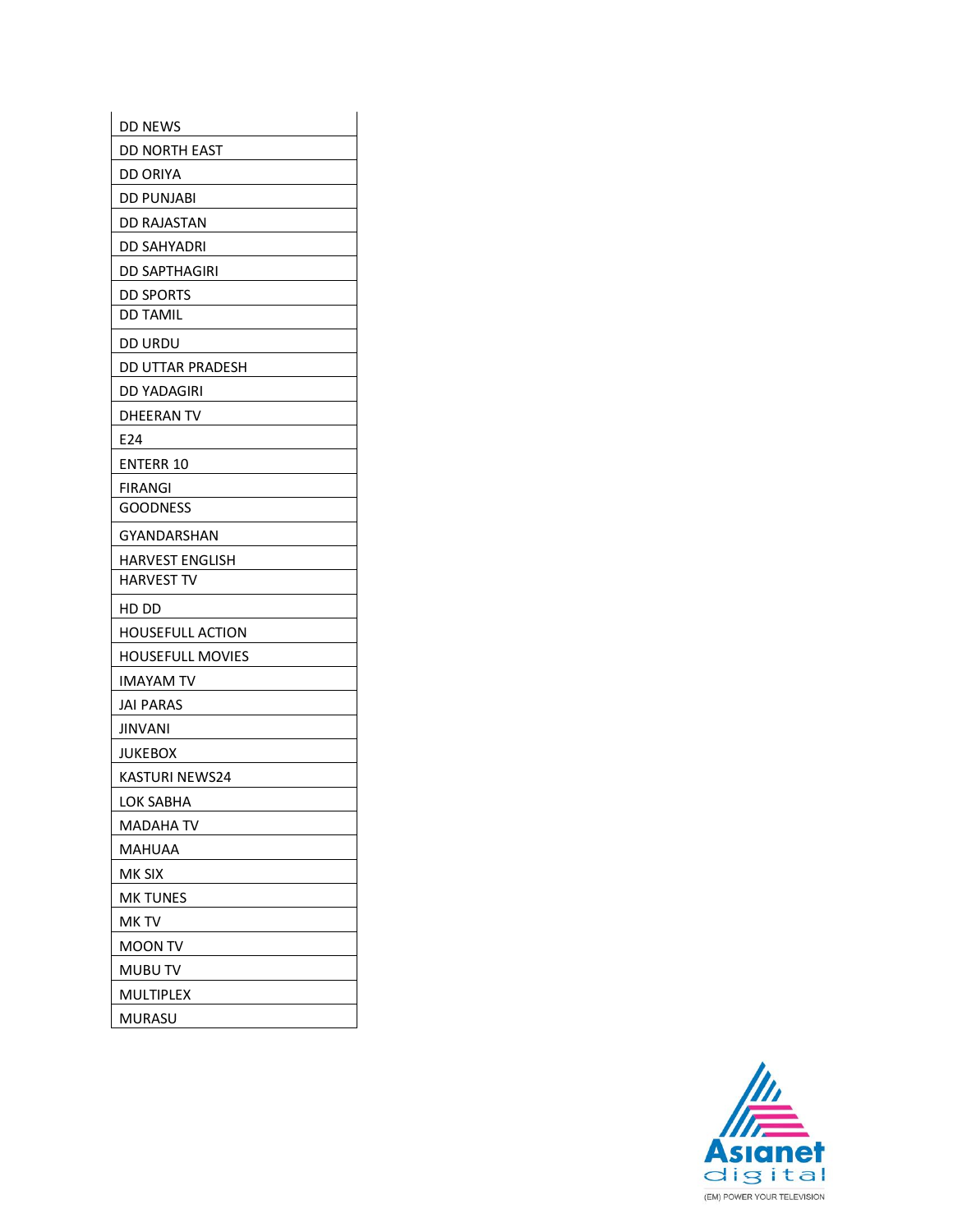| DD NEWS |
| --- |
| DD NORTH EAST |
| DD ORIYA |
| DD PUNJABI |
| DD RAJASTAN |
| DD SAHYADRI |
| DD SAPTHAGIRI |
| DD SPORTS |
| DD TAMIL |
| DD URDU |
| DD UTTAR PRADESH |
| DD YADAGIRI |
| DHEERAN TV |
| E24 |
| ENTERR 10 |
| FIRANGI |
| GOODNESS |
| GYANDARSHAN |
| HARVEST ENGLISH |
| HARVEST TV |
| HD DD |
| HOUSEFULL ACTION |
| HOUSEFULL MOVIES |
| IMAYAM TV |
| JAI PARAS |
| JINVANI |
| JUKEBOX |
| KASTURI NEWS24 |
| LOK SABHA |
| MADAHA TV |
| MAHUAA |
| MK SIX |
| MK TUNES |
| MK TV |
| MOON TV |
| MUBU TV |
| MULTIPLEX |
| MURASU |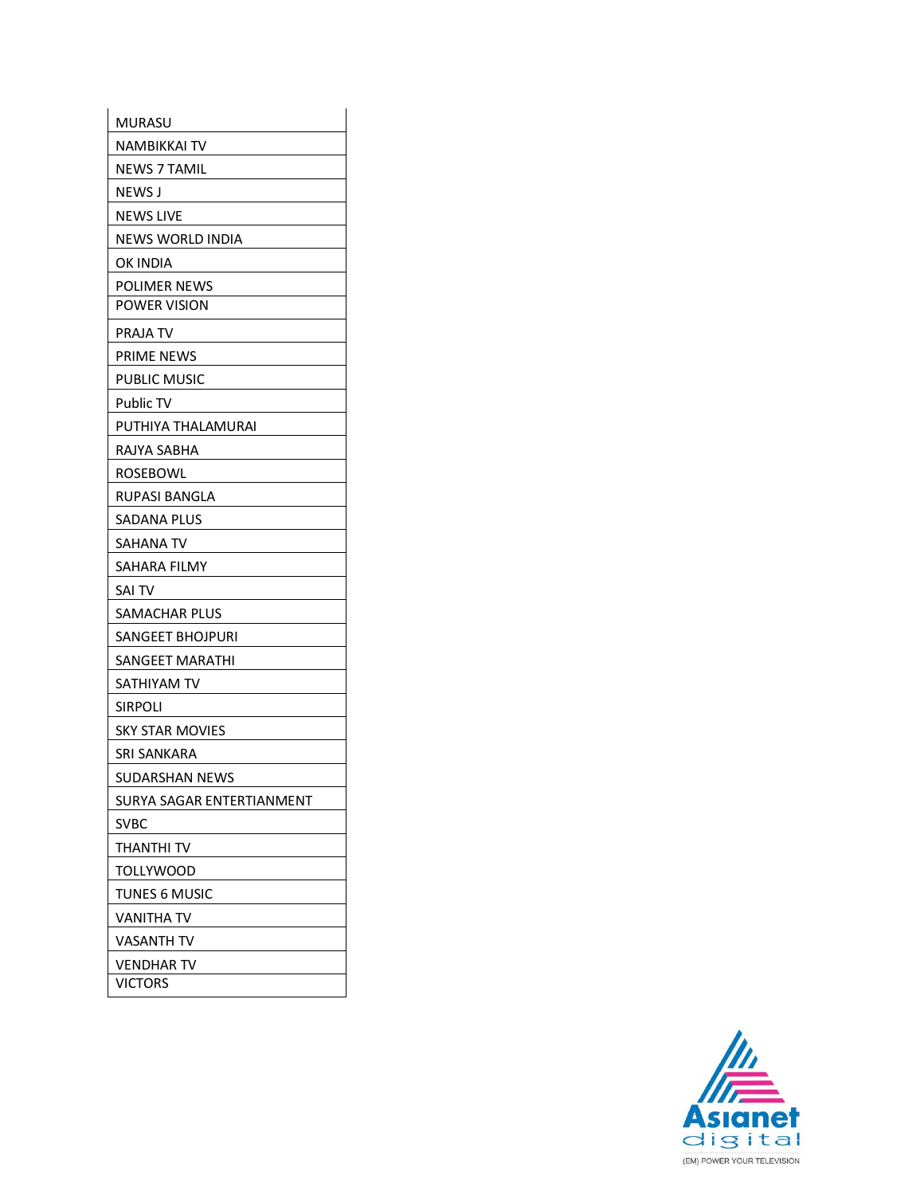| MURASU |
| --- |
| NAMBIKKAI TV |
| NEWS 7 TAMIL |
| NEWS J |
| NEWS LIVE |
| NEWS WORLD INDIA |
| OK INDIA |
| POLIMER NEWS |
| POWER VISION |
| PRAJA TV |
| PRIME NEWS |
| PUBLIC MUSIC |
| Public TV |
| PUTHIYA THALAMURAI |
| RAJYA SABHA |
| ROSEBOWL |
| RUPASI BANGLA |
| SADANA PLUS |
| SAHANA TV |
| SAHARA FILMY |
| SAI TV |
| SAMACHAR PLUS |
| SANGEET BHOJPURI |
| SANGEET MARATHI |
| SATHIYAM TV |
| SIRPOLI |
| SKY STAR MOVIES |
| SRI SANKARA |
| SUDARSHAN NEWS |
| SURYA SAGAR ENTERTIANMENT |
| SVBC |
| THANTHI TV |
| TOLLYWOOD |
| TUNES 6 MUSIC |
| VANITHA TV |
| VASANTH TV |
| VENDHAR TV |
| VICTORS |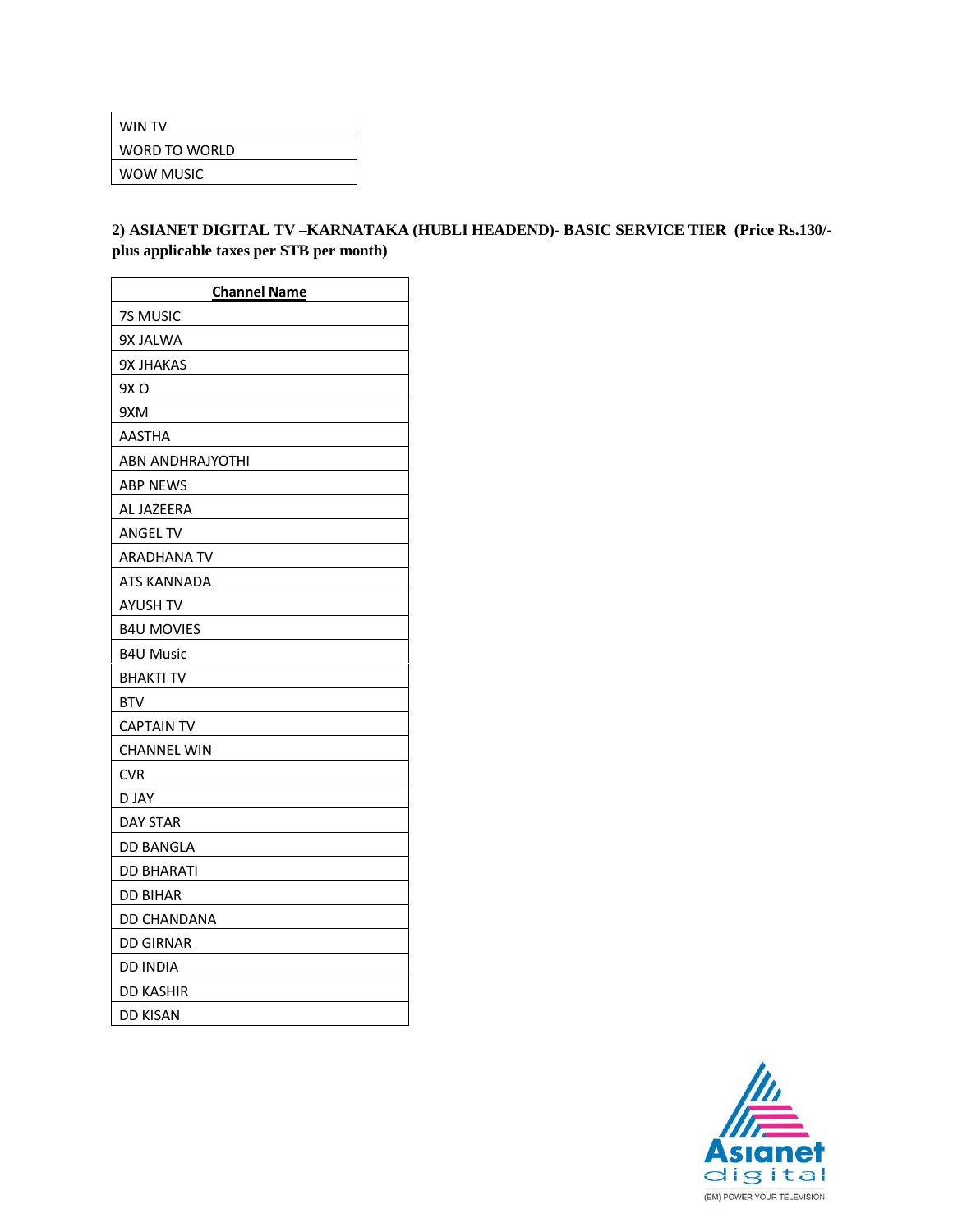| WIN TV |
|---|
| WORD TO WORLD |
| WOW MUSIC |

**2) ASIANET DIGITAL TV –KARNATAKA (HUBLI HEADEND)- BASIC SERVICE TIER (Price Rs.130/- plus applicable taxes per STB per month)**

| Channel Name |
|---|
| 7S MUSIC |
| 9X JALWA |
| 9X JHAKAS |
| 9X O |
| 9XM |
| AASTHA |
| ABN ANDHRAJYOTHI |
| ABP NEWS |
| AL JAZEERA |
| ANGEL TV |
| ARADHANA TV |
| ATS KANNADA |
| AYUSH TV |
| B4U MOVIES |
| B4U Music |
| BHAKTI TV |
| BTV |
| CAPTAIN TV |
| CHANNEL WIN |
| CVR |
| D JAY |
| DAY STAR |
| DD BANGLA |
| DD BHARATI |
| DD BIHAR |
| DD CHANDANA |
| DD GIRNAR |
| DD INDIA |
| DD KASHIR |
| DD KISAN |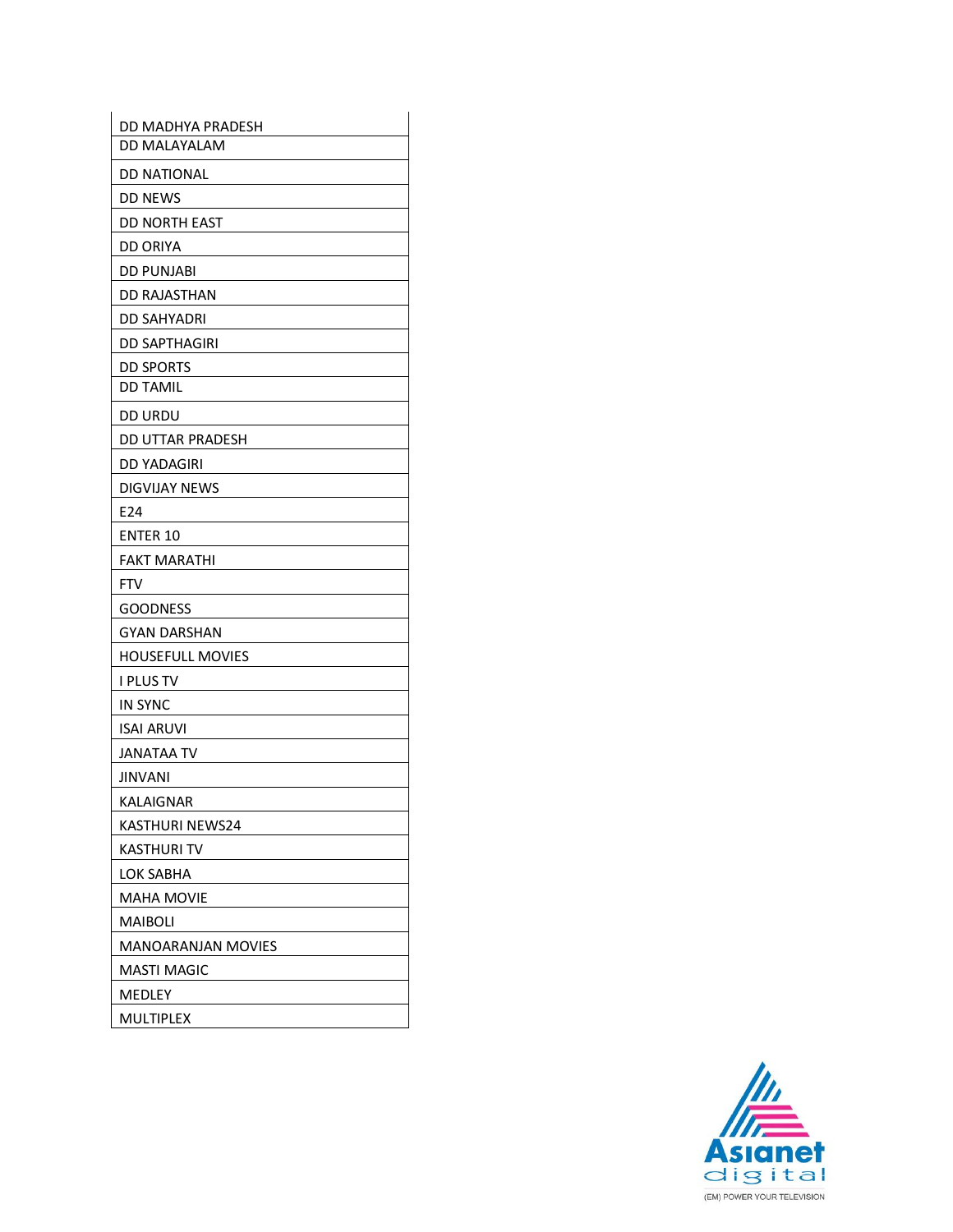| DD MADHYA PRADESH |
| --- |
| DD MALAYALAM |
| DD NATIONAL |
| DD NEWS |
| DD NORTH EAST |
| DD ORIYA |
| DD PUNJABI |
| DD RAJASTHAN |
| DD SAHYADRI |
| DD SAPTHAGIRI |
| DD SPORTS |
| DD TAMIL |
| DD URDU |
| DD UTTAR PRADESH |
| DD YADAGIRI |
| DIGVIJAY NEWS |
| E24 |
| ENTER 10 |
| FAKT MARATHI |
| FTV |
| GOODNESS |
| GYAN DARSHAN |
| HOUSEFULL MOVIES |
| I PLUS TV |
| IN SYNC |
| ISAI ARUVI |
| JANATAA TV |
| JINVANI |
| KALAIGNAR |
| KASTHURI NEWS24 |
| KASTHURI TV |
| LOK SABHA |
| MAHA MOVIE |
| MAIBOLI |
| MANOARANJAN MOVIES |
| MASTI MAGIC |
| MEDLEY |
| MULTIPLEX |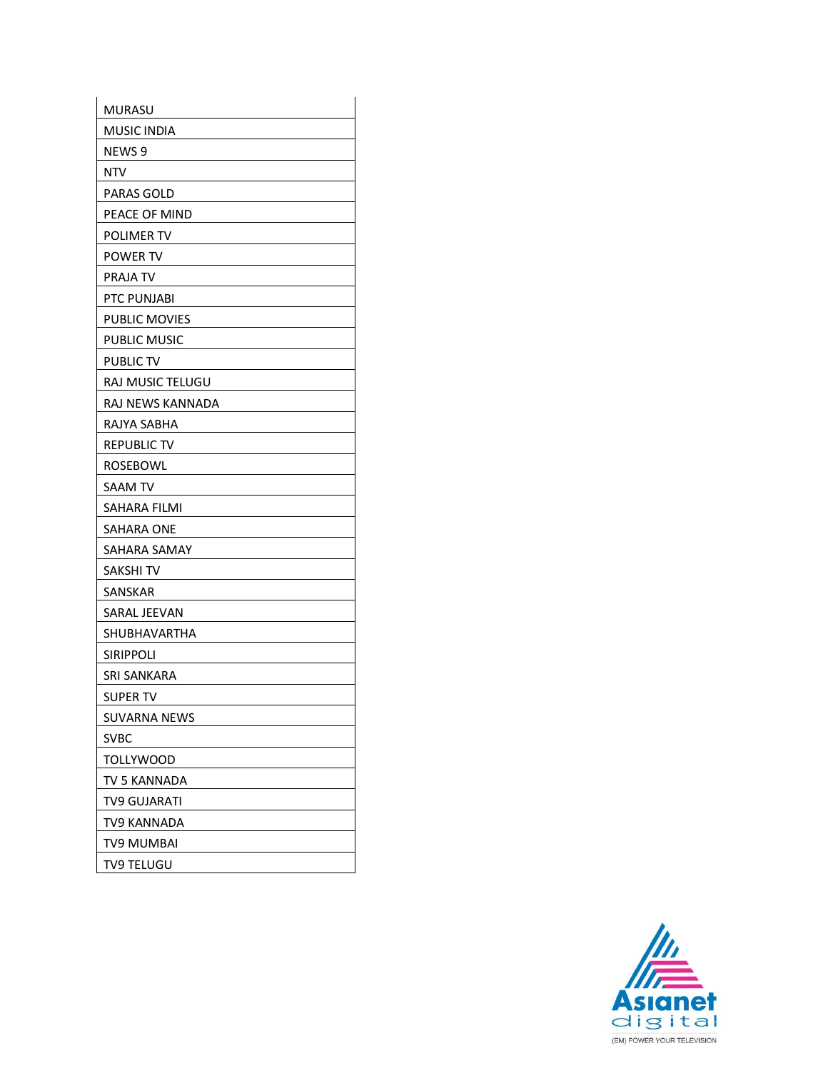| MURASU |
|---|
| MUSIC INDIA |
| NEWS 9 |
| NTV |
| PARAS GOLD |
| PEACE OF MIND |
| POLIMER TV |
| POWER TV |
| PRAJA TV |
| PTC PUNJABI |
| PUBLIC MOVIES |
| PUBLIC MUSIC |
| PUBLIC TV |
| RAJ MUSIC TELUGU |
| RAJ NEWS KANNADA |
| RAJYA SABHA |
| REPUBLIC TV |
| ROSEBOWL |
| SAAM TV |
| SAHARA FILMI |
| SAHARA ONE |
| SAHARA SAMAY |
| SAKSHI TV |
| SANSKAR |
| SARAL JEEVAN |
| SHUBHAVARTHA |
| SIRIPPOLI |
| SRI SANKARA |
| SUPER TV |
| SUVARNA NEWS |
| SVBC |
| TOLLYWOOD |
| TV 5 KANNADA |
| TV9 GUJARATI |
| TV9 KANNADA |
| TV9 MUMBAI |
| TV9 TELUGU |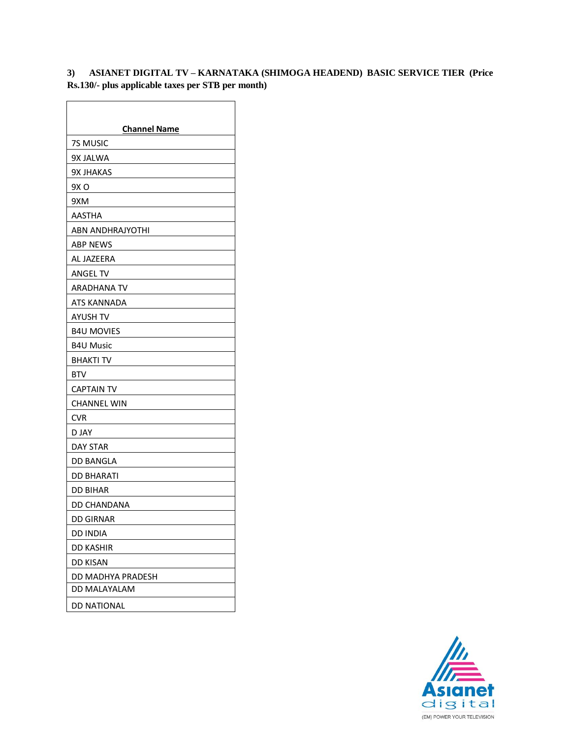**3) ASIANET DIGITAL TV – KARNATAKA (SHIMOGA HEADEND) BASIC SERVICE TIER (Price Rs.130/- plus applicable taxes per STB per month)**

| Channel Name |
|---|
| 7S MUSIC |
| 9X JALWA |
| 9X JHAKAS |
| 9X O |
| 9XM |
| AASTHA |
| ABN ANDHRAJYOTHI |
| ABP NEWS |
| AL JAZEERA |
| ANGEL TV |
| ARADHANA TV |
| ATS KANNADA |
| AYUSH TV |
| B4U MOVIES |
| B4U Music |
| BHAKTI TV |
| BTV |
| CAPTAIN TV |
| CHANNEL WIN |
| CVR |
| D JAY |
| DAY STAR |
| DD BANGLA |
| DD BHARATI |
| DD BIHAR |
| DD CHANDANA |
| DD GIRNAR |
| DD INDIA |
| DD KASHIR |
| DD KISAN |
| DD MADHYA PRADESH |
| DD MALAYALAM |
| DD NATIONAL |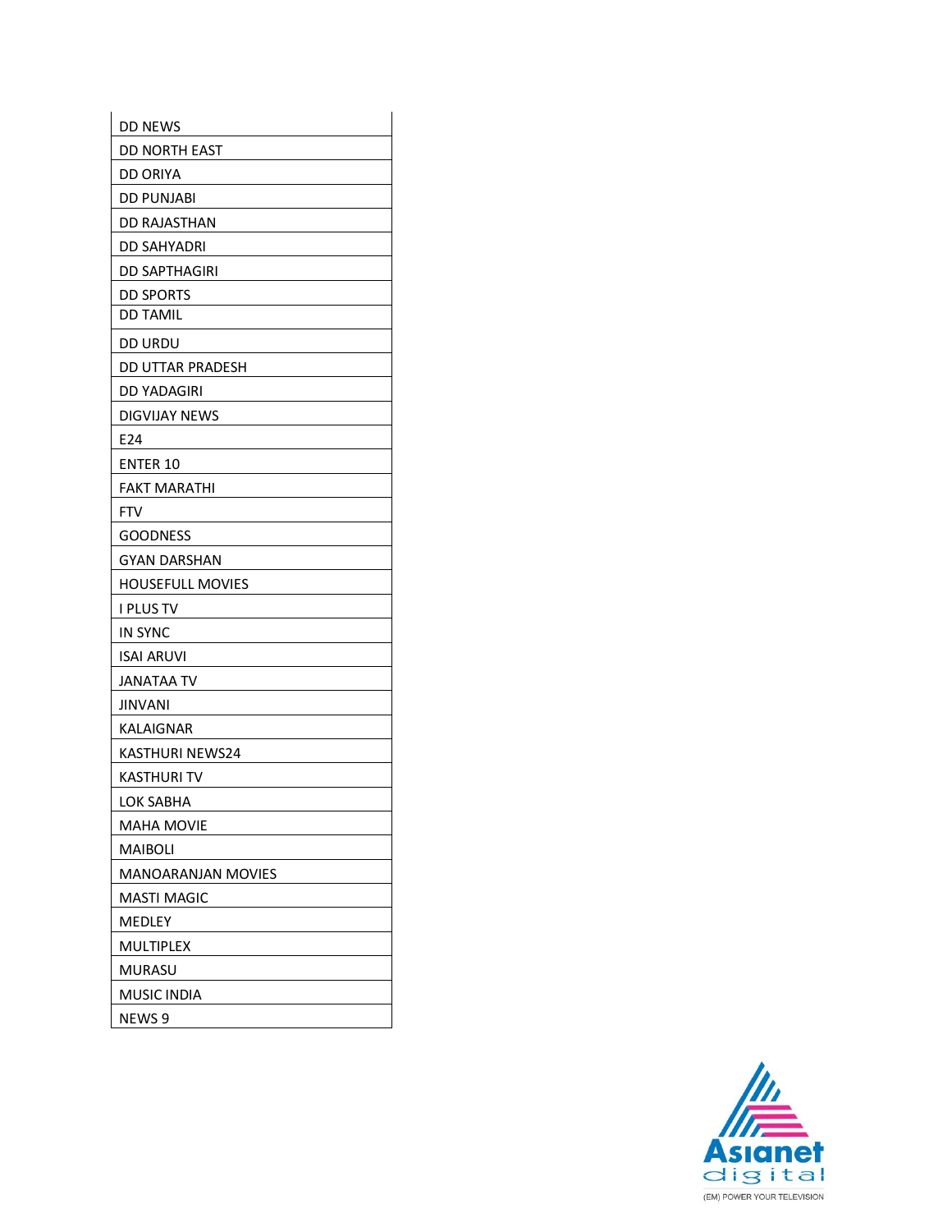| DD NEWS |
|---|
| DD NORTH EAST |
| DD ORIYA |
| DD PUNJABI |
| DD RAJASTHAN |
| DD SAHYADRI |
| DD SAPTHAGIRI |
| DD SPORTS |
| DD TAMIL |
| DD URDU |
| DD UTTAR PRADESH |
| DD YADAGIRI |
| DIGVIJAY NEWS |
| E24 |
| ENTER 10 |
| FAKT MARATHI |
| FTV |
| GOODNESS |
| GYAN DARSHAN |
| HOUSEFULL MOVIES |
| I PLUS TV |
| IN SYNC |
| ISAI ARUVI |
| JANATAA TV |
| JINVANI |
| KALAIGNAR |
| KASTHURI NEWS24 |
| KASTHURI TV |
| LOK SABHA |
| MAHA MOVIE |
| MAIBOLI |
| MANOARANJAN MOVIES |
| MASTI MAGIC |
| MEDLEY |
| MULTIPLEX |
| MURASU |
| MUSIC INDIA |
| NEWS 9 |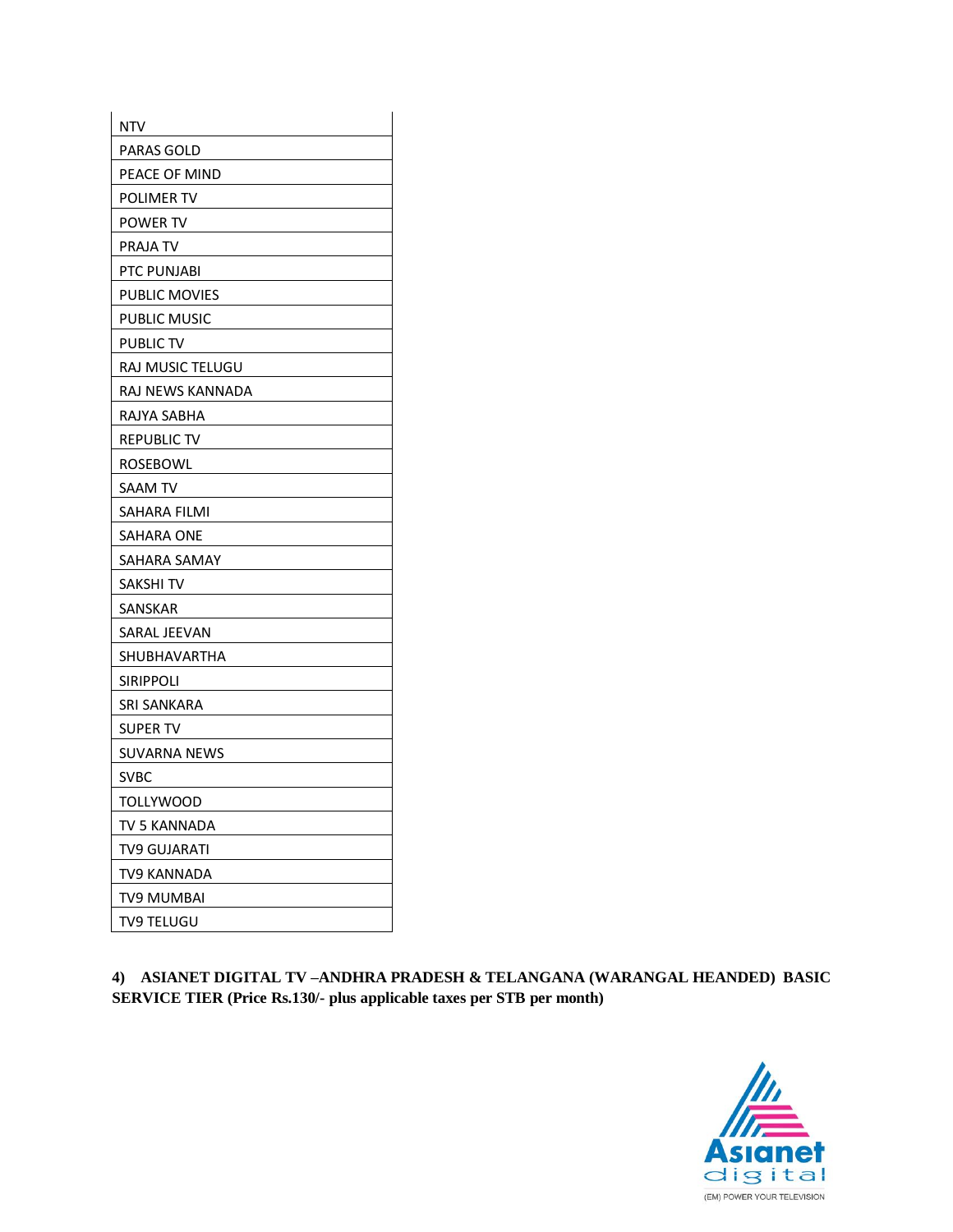| NTV |
|---|
| PARAS GOLD |
| PEACE OF MIND |
| POLIMER TV |
| POWER TV |
| PRAJA TV |
| PTC PUNJABI |
| PUBLIC MOVIES |
| PUBLIC MUSIC |
| PUBLIC TV |
| RAJ MUSIC TELUGU |
| RAJ NEWS KANNADA |
| RAJYA SABHA |
| REPUBLIC TV |
| ROSEBOWL |
| SAAM TV |
| SAHARA FILMI |
| SAHARA ONE |
| SAHARA SAMAY |
| SAKSHI TV |
| SANSKAR |
| SARAL JEEVAN |
| SHUBHAVARTHA |
| SIRIPPOLI |
| SRI SANKARA |
| SUPER TV |
| SUVARNA NEWS |
| SVBC |
| TOLLYWOOD |
| TV 5 KANNADA |
| TV9 GUJARATI |
| TV9 KANNADA |
| TV9 MUMBAI |
| TV9 TELUGU |

**4) ASIANET DIGITAL TV –ANDHRA PRADESH & TELANGANA (WARANGAL HEANDED) BASIC SERVICE TIER (Price Rs.130/- plus applicable taxes per STB per month)**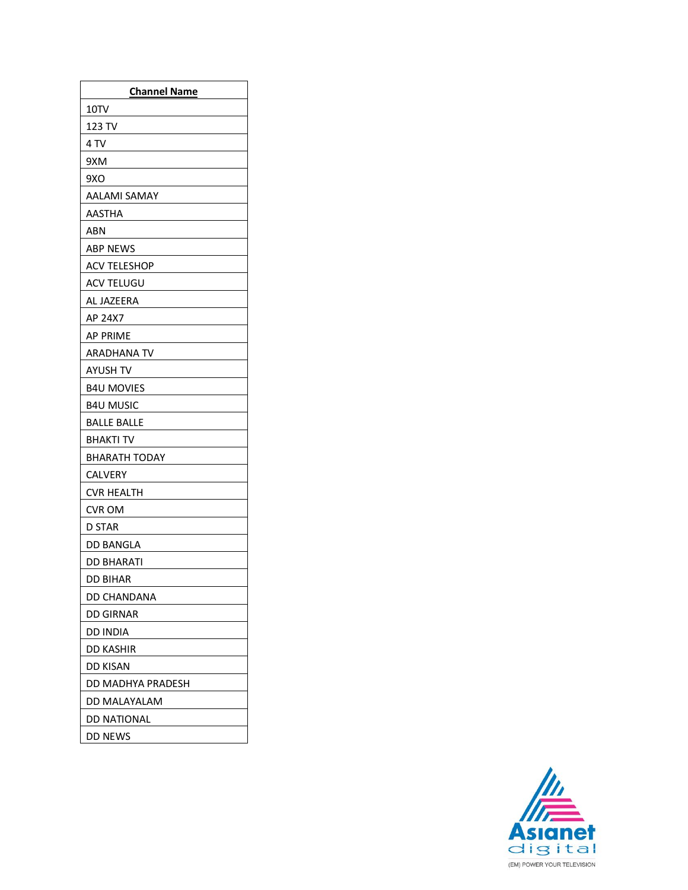| Channel Name |
|---|
| 10TV |
| 123 TV |
| 4 TV |
| 9XM |
| 9XO |
| AALAMI SAMAY |
| AASTHA |
| ABN |
| ABP NEWS |
| ACV TELESHOP |
| ACV TELUGU |
| AL JAZEERA |
| AP 24X7 |
| AP PRIME |
| ARADHANA TV |
| AYUSH TV |
| B4U MOVIES |
| B4U MUSIC |
| BALLE BALLE |
| BHAKTI TV |
| BHARATH TODAY |
| CALVERY |
| CVR HEALTH |
| CVR OM |
| D STAR |
| DD BANGLA |
| DD BHARATI |
| DD BIHAR |
| DD CHANDANA |
| DD GIRNAR |
| DD INDIA |
| DD KASHIR |
| DD KISAN |
| DD MADHYA PRADESH |
| DD MALAYALAM |
| DD NATIONAL |
| DD NEWS |

Asianet digital
(EM) POWER YOUR TELEVISION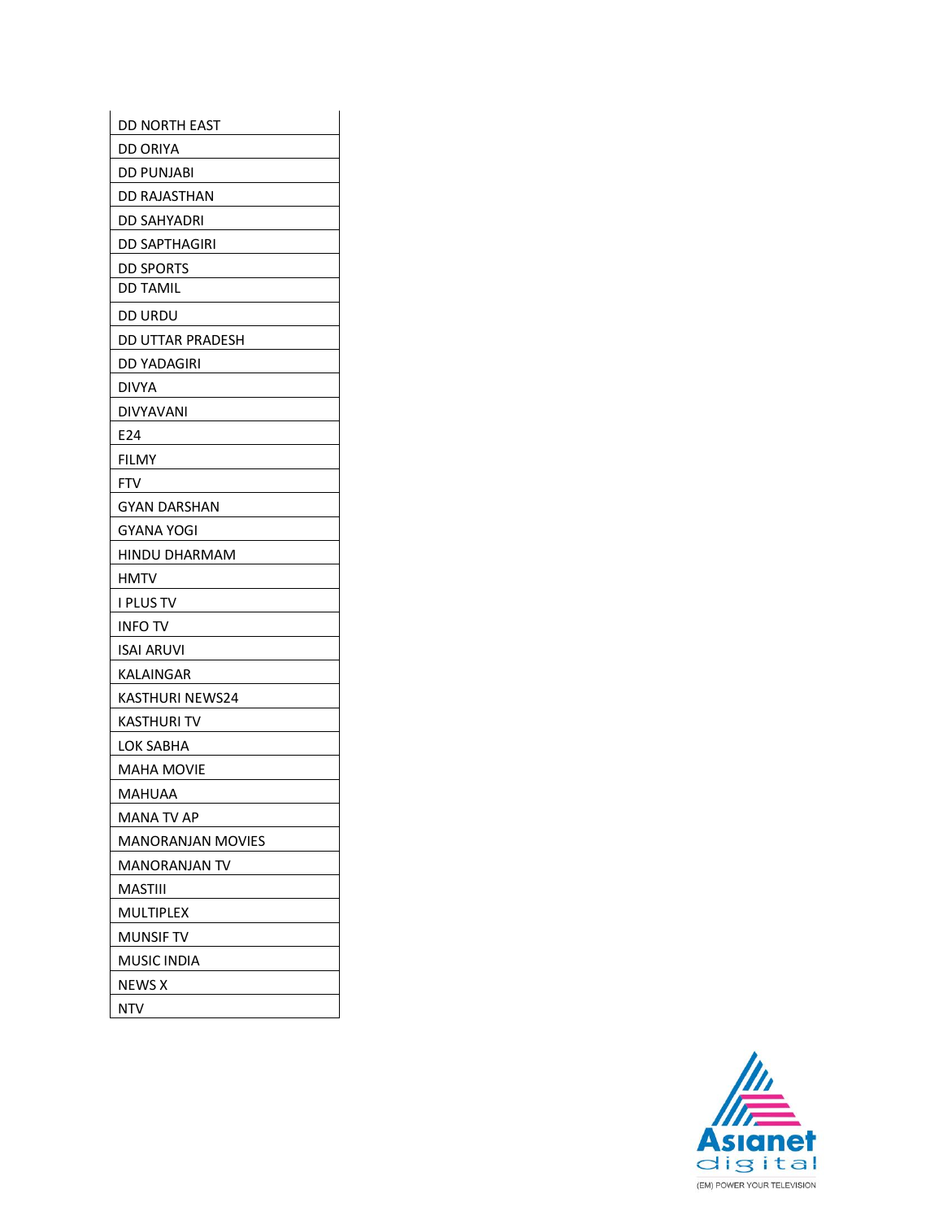| DD NORTH EAST |
|---|
| DD ORIYA |
| DD PUNJABI |
| DD RAJASTHAN |
| DD SAHYADRI |
| DD SAPTHAGIRI |
| DD SPORTS |
| DD TAMIL |
| DD URDU |
| DD UTTAR PRADESH |
| DD YADAGIRI |
| DIVYA |
| DIVYAVANI |
| E24 |
| FILMY |
| FTV |
| GYAN DARSHAN |
| GYANA YOGI |
| HINDU DHARMAM |
| HMTV |
| I PLUS TV |
| INFO TV |
| ISAI ARUVI |
| KALAINGAR |
| KASTHURI NEWS24 |
| KASTHURI TV |
| LOK SABHA |
| MAHA MOVIE |
| MAHUAA |
| MANA TV AP |
| MANORANJAN MOVIES |
| MANORANJAN TV |
| MASTIII |
| MULTIPLEX |
| MUNSIF TV |
| MUSIC INDIA |
| NEWS X |
| NTV |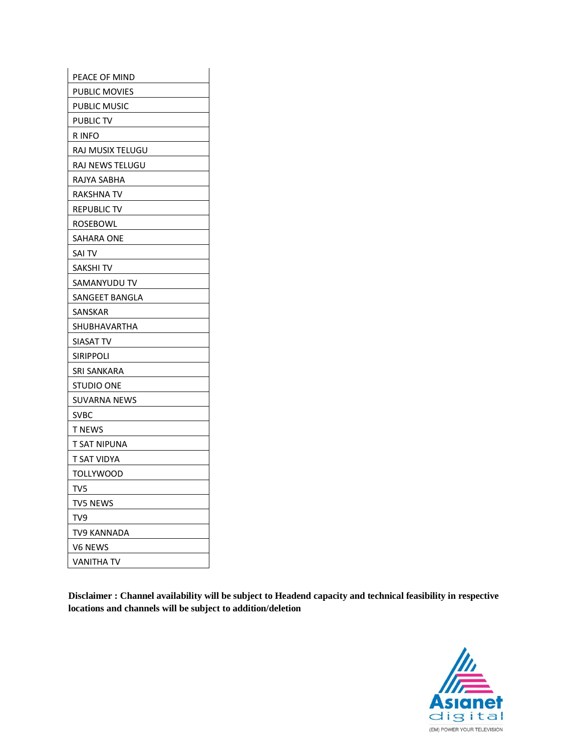| |
|---|
| PEACE OF MIND |
| PUBLIC MOVIES |
| PUBLIC MUSIC |
| PUBLIC TV |
| R INFO |
| RAJ MUSIX TELUGU |
| RAJ NEWS TELUGU |
| RAJYA SABHA |
| RAKSHNA TV |
| REPUBLIC TV |
| ROSEBOWL |
| SAHARA ONE |
| SAI TV |
| SAKSHI TV |
| SAMANYUDU TV |
| SANGEET BANGLA |
| SANSKAR |
| SHUBHAVARTHA |
| SIASAT TV |
| SIRIPPOLI |
| SRI SANKARA |
| STUDIO ONE |
| SUVARNA NEWS |
| SVBC |
| T NEWS |
| T SAT NIPUNA |
| T SAT VIDYA |
| TOLLYWOOD |
| TV5 |
| TV5 NEWS |
| TV9 |
| TV9 KANNADA |
| V6 NEWS |
| VANITHA TV |

**Disclaimer : Channel availability will be subject to Headend capacity and technical feasibility in respective locations and channels will be subject to addition/deletion**

Asianet digital
(EM) POWER YOUR TELEVISION